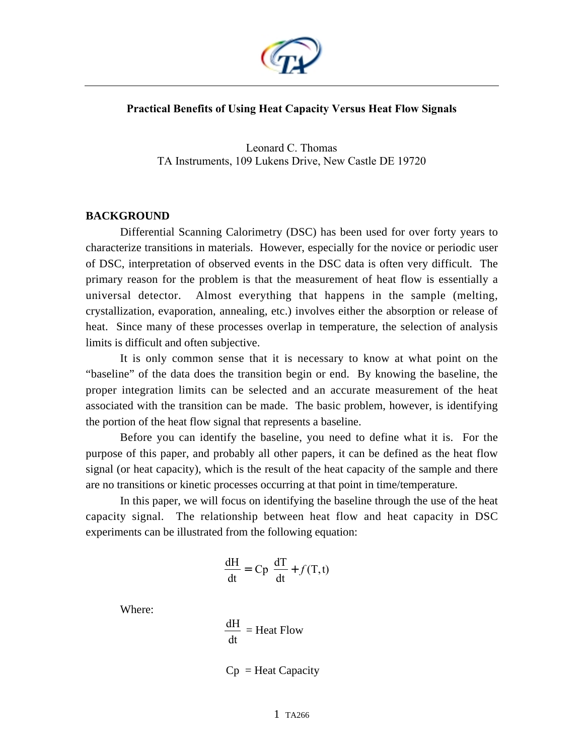# Practical Benefits of Using Heat Capacity Versus Heat Flow Signals

Leonard C. Thomas
TA Instruments, 109 Lukens Drive, New Castle DE 19720

## BACKGROUND

Differential Scanning Calorimetry (DSC) has been used for over forty years to characterize transitions in materials. However, especially for the novice or periodic user of DSC, interpretation of observed events in the DSC data is often very difficult. The primary reason for the problem is that the measurement of heat flow is essentially a universal detector. Almost everything that happens in the sample (melting, crystallization, evaporation, annealing, etc.) involves either the absorption or release of heat. Since many of these processes overlap in temperature, the selection of analysis limits is difficult and often subjective.

It is only common sense that it is necessary to know at what point on the "baseline" of the data does the transition begin or end. By knowing the baseline, the proper integration limits can be selected and an accurate measurement of the heat associated with the transition can be made. The basic problem, however, is identifying the portion of the heat flow signal that represents a baseline.

Before you can identify the baseline, you need to define what it is. For the purpose of this paper, and probably all other papers, it can be defined as the heat flow signal (or heat capacity), which is the result of the heat capacity of the sample and there are no transitions or kinetic processes occurring at that point in time/temperature.

In this paper, we will focus on identifying the baseline through the use of the heat capacity signal. The relationship between heat flow and heat capacity in DSC experiments can be illustrated from the following equation:

$$\frac{dH}{dt} = Cp \ \frac{dT}{dt} + f(T,t)$$

Where:

$\frac{dH}{dt}$ = Heat Flow

$Cp$ = Heat Capacity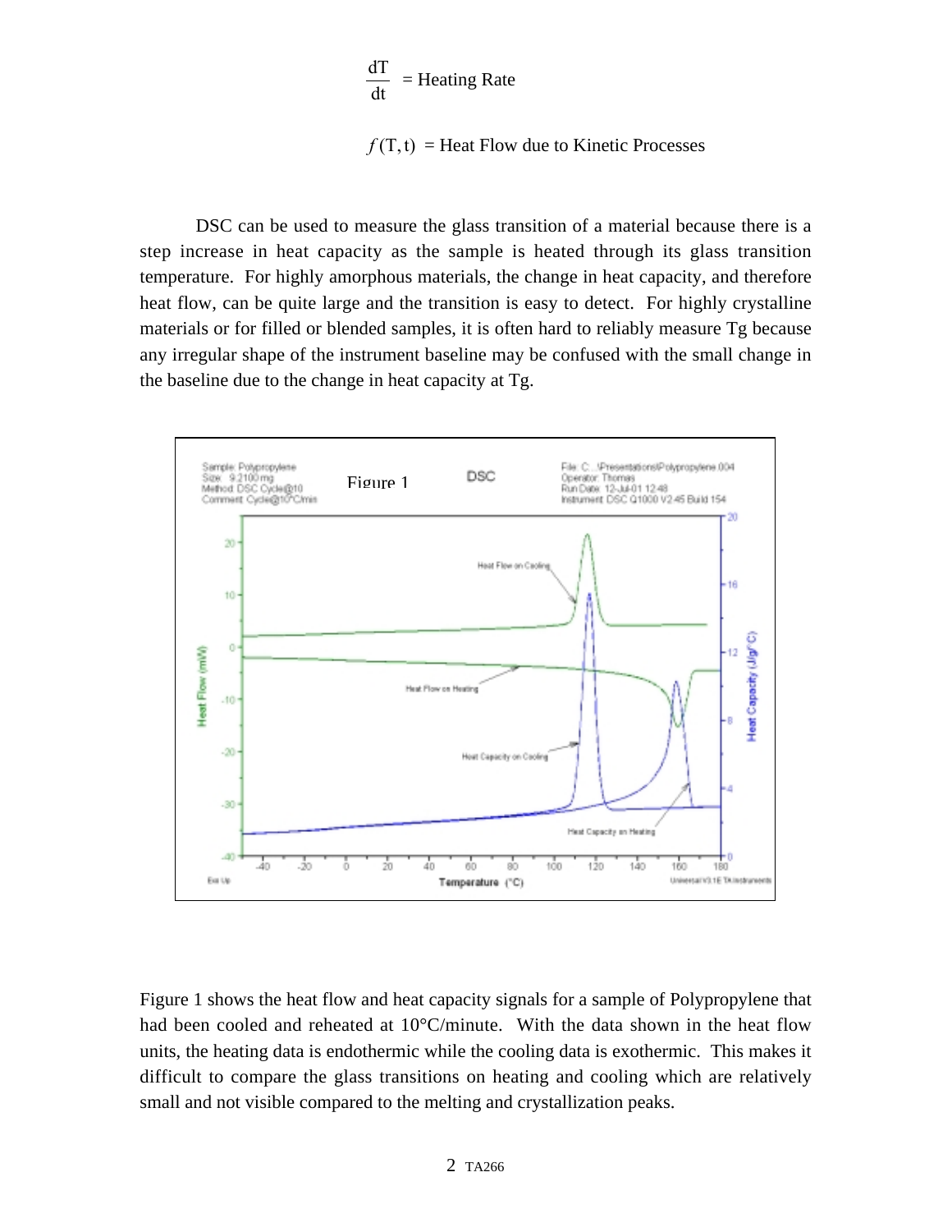$$\frac{dT}{dt} = \text{Heating Rate}$$

$$f(T,t) = \text{Heat Flow due to Kinetic Processes}$$

DSC can be used to measure the glass transition of a material because there is a step increase in heat capacity as the sample is heated through its glass transition temperature. For highly amorphous materials, the change in heat capacity, and therefore heat flow, can be quite large and the transition is easy to detect. For highly crystalline materials or for filled or blended samples, it is often hard to reliably measure Tg because any irregular shape of the instrument baseline may be confused with the small change in the baseline due to the change in heat capacity at Tg.

Figure 1

Figure 1 shows the heat flow and heat capacity signals for a sample of Polypropylene that had been cooled and reheated at 10°C/minute. With the data shown in the heat flow units, the heating data is endothermic while the cooling data is exothermic. This makes it difficult to compare the glass transitions on heating and cooling which are relatively small and not visible compared to the melting and crystallization peaks.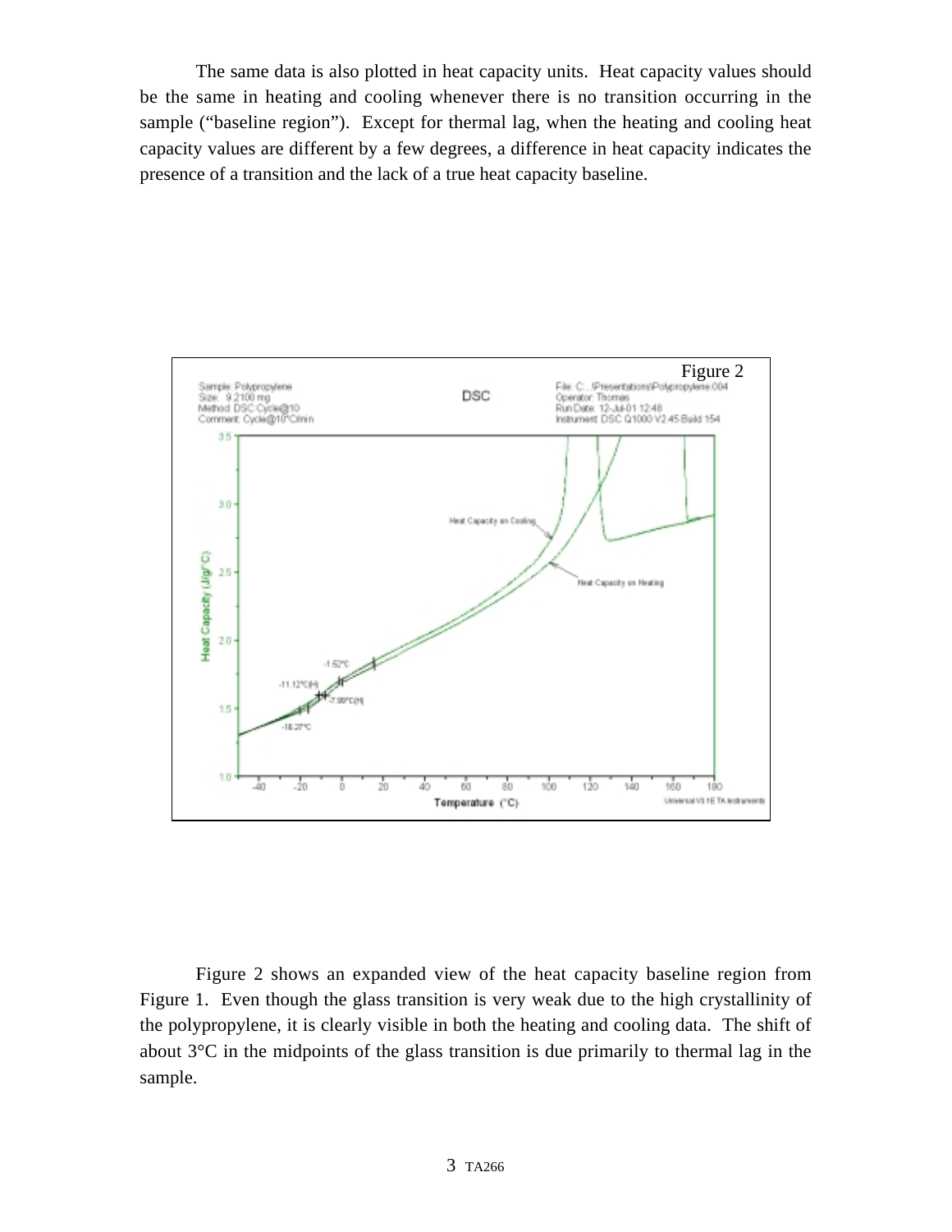The same data is also plotted in heat capacity units. Heat capacity values should be the same in heating and cooling whenever there is no transition occurring in the sample ("baseline region"). Except for thermal lag, when the heating and cooling heat capacity values are different by a few degrees, a difference in heat capacity indicates the presence of a transition and the lack of a true heat capacity baseline.

Figure 2

Figure 2 shows an expanded view of the heat capacity baseline region from Figure 1. Even though the glass transition is very weak due to the high crystallinity of the polypropylene, it is clearly visible in both the heating and cooling data. The shift of about 3°C in the midpoints of the glass transition is due primarily to thermal lag in the sample.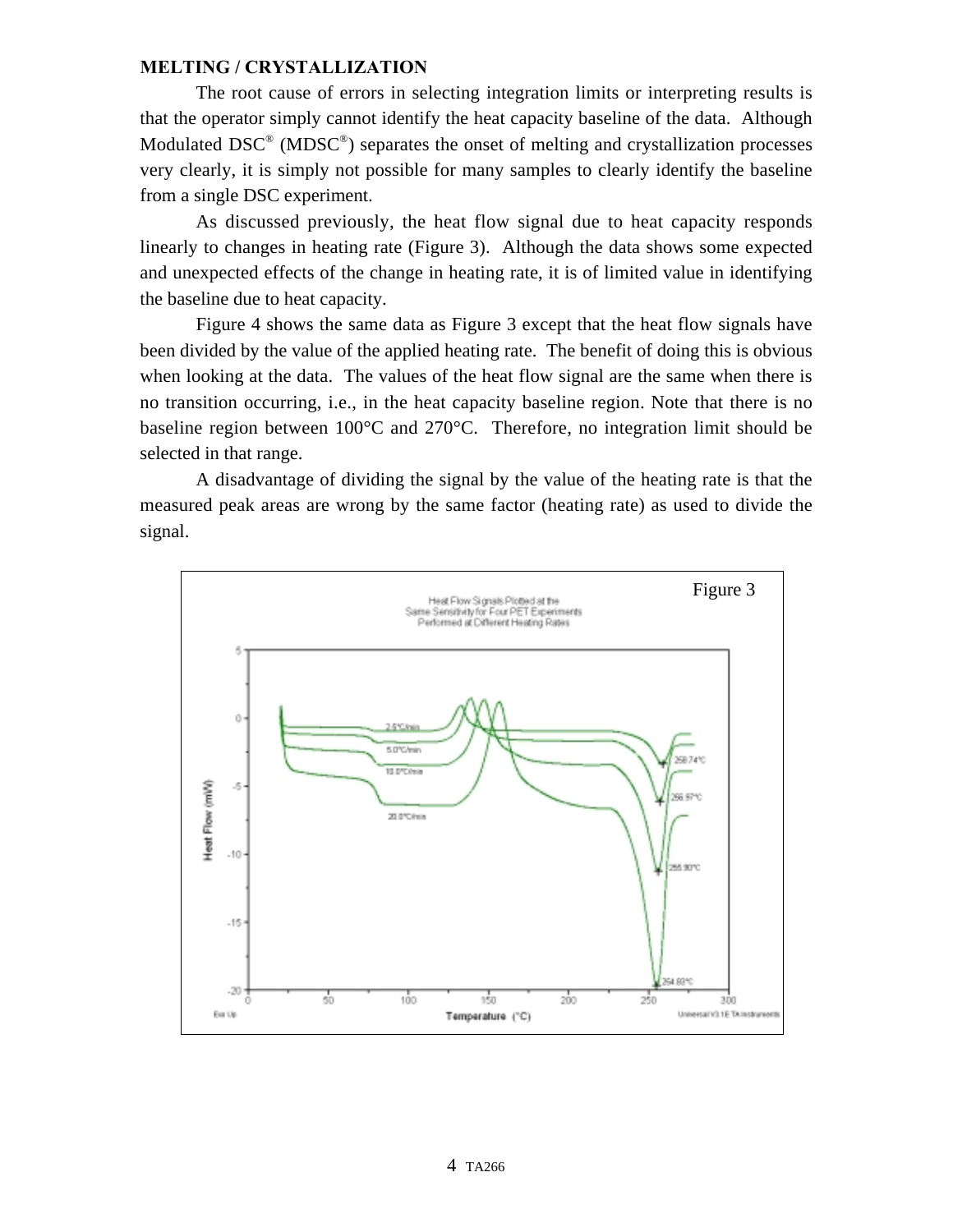## MELTING / CRYSTALLIZATION

The root cause of errors in selecting integration limits or interpreting results is that the operator simply cannot identify the heat capacity baseline of the data. Although Modulated DSC® (MDSC®) separates the onset of melting and crystallization processes very clearly, it is simply not possible for many samples to clearly identify the baseline from a single DSC experiment.

As discussed previously, the heat flow signal due to heat capacity responds linearly to changes in heating rate (Figure 3). Although the data shows some expected and unexpected effects of the change in heating rate, it is of limited value in identifying the baseline due to heat capacity.

Figure 4 shows the same data as Figure 3 except that the heat flow signals have been divided by the value of the applied heating rate. The benefit of doing this is obvious when looking at the data. The values of the heat flow signal are the same when there is no transition occurring, i.e., in the heat capacity baseline region. Note that there is no baseline region between 100°C and 270°C. Therefore, no integration limit should be selected in that range.

A disadvantage of dividing the signal by the value of the heating rate is that the measured peak areas are wrong by the same factor (heating rate) as used to divide the signal.

Figure 3

Heat Flow Signals Plotted at the Same Sensitivity for Four PET Experiments Performed at Different Heating Rates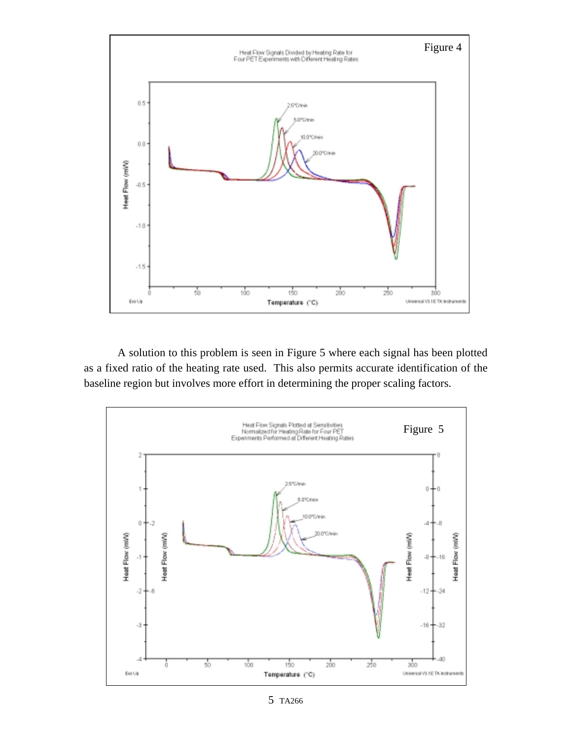Figure 4

A solution to this problem is seen in Figure 5 where each signal has been plotted as a fixed ratio of the heating rate used. This also permits accurate identification of the baseline region but involves more effort in determining the proper scaling factors.

Figure 5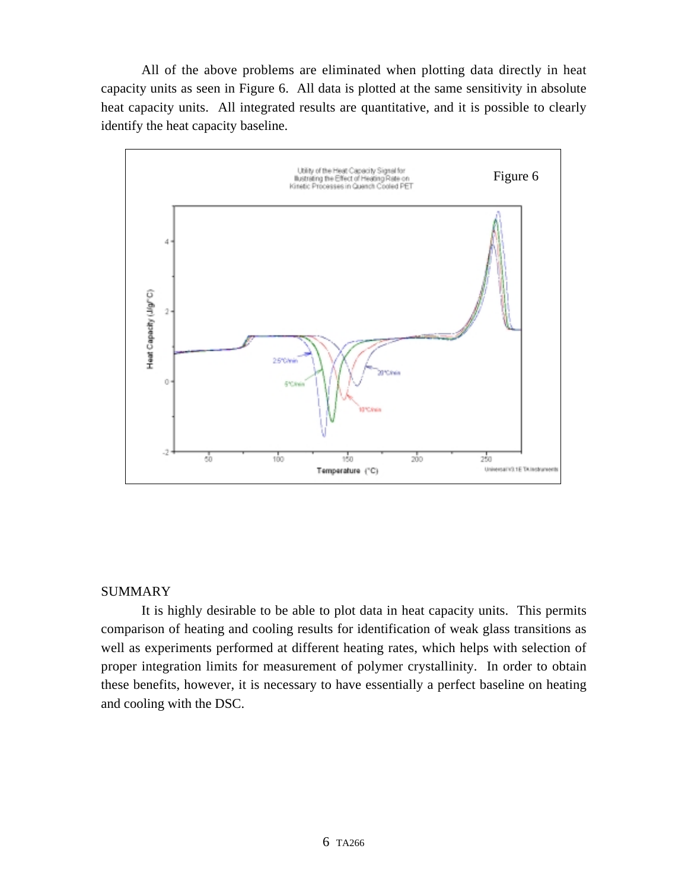All of the above problems are eliminated when plotting data directly in heat capacity units as seen in Figure 6. All data is plotted at the same sensitivity in absolute heat capacity units. All integrated results are quantitative, and it is possible to clearly identify the heat capacity baseline.

Utility of the Heat Capacity Signal for Illustrating the Effect of Heating Rate on Kinetic Processes in Quench Cooled PET

Figure 6

Heat Capacity (J/g/°C)

4
2
0
-2

50
100
150
200
250

Temperature (°C)

2.5°C/min
5°C/min
10°C/min
20°C/min

Universal V3.1E TA Instruments

## SUMMARY

It is highly desirable to be able to plot data in heat capacity units. This permits comparison of heating and cooling results for identification of weak glass transitions as well as experiments performed at different heating rates, which helps with selection of proper integration limits for measurement of polymer crystallinity. In order to obtain these benefits, however, it is necessary to have essentially a perfect baseline on heating and cooling with the DSC.